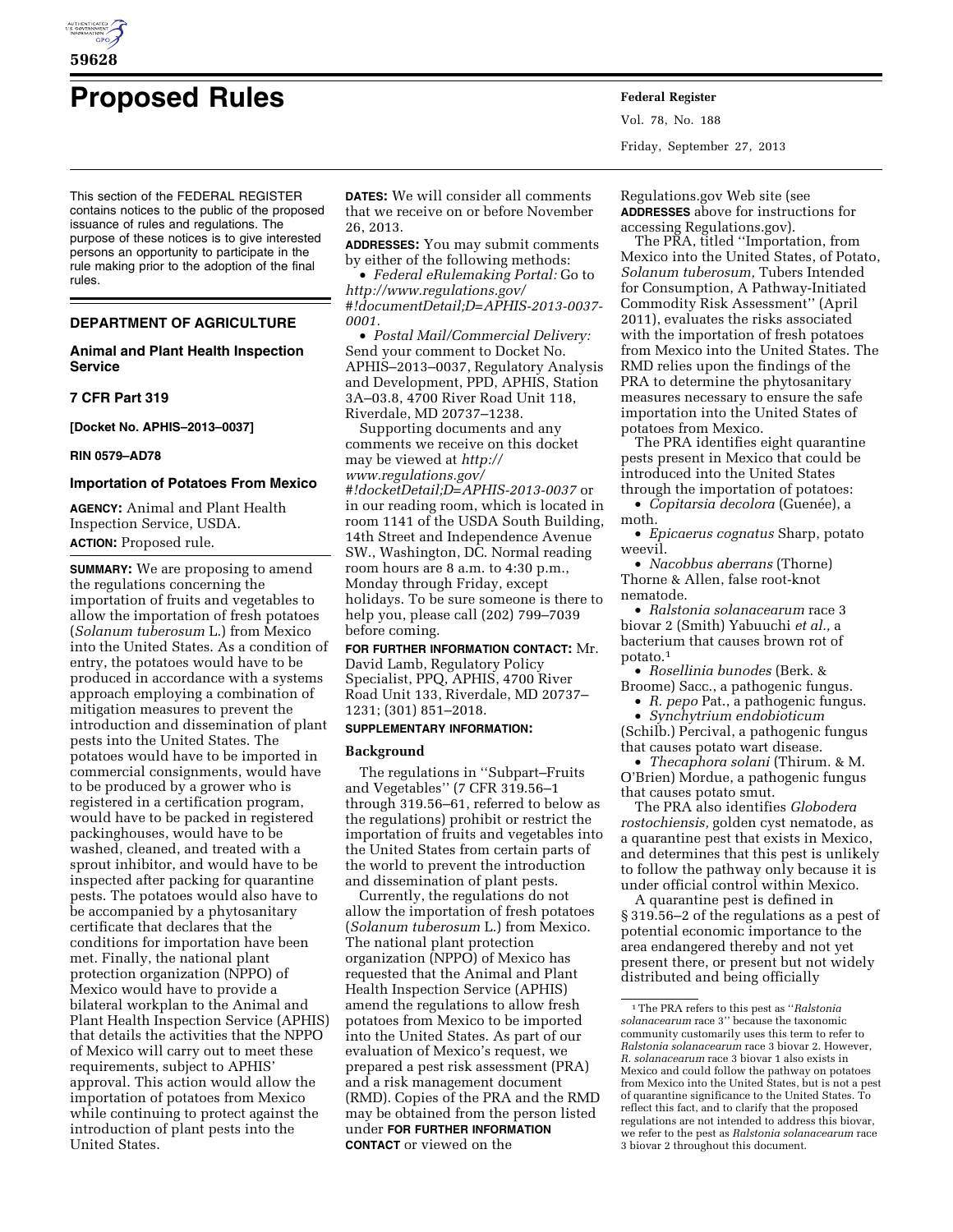# Proposed Rules

This section of the FEDERAL REGISTER contains notices to the public of the proposed issuance of rules and regulations. The purpose of these notices is to give interested persons an opportunity to participate in the rule making prior to the adoption of the final rules.

## DEPARTMENT OF AGRICULTURE

### Animal and Plant Health Inspection Service

### 7 CFR Part 319

**[Docket No. APHIS–2013–0037]**

**RIN 0579–AD78**

### Importation of Potatoes From Mexico

**AGENCY:** Animal and Plant Health Inspection Service, USDA.

**ACTION:** Proposed rule.

**SUMMARY:** We are proposing to amend the regulations concerning the importation of fruits and vegetables to allow the importation of fresh potatoes (*Solanum tuberosum* L.) from Mexico into the United States. As a condition of entry, the potatoes would have to be produced in accordance with a systems approach employing a combination of mitigation measures to prevent the introduction and dissemination of plant pests into the United States. The potatoes would have to be imported in commercial consignments, would have to be produced by a grower who is registered in a certification program, would have to be packed in registered packinghouses, would have to be washed, cleaned, and treated with a sprout inhibitor, and would have to be inspected after packing for quarantine pests. The potatoes would also have to be accompanied by a phytosanitary certificate that declares that the conditions for importation have been met. Finally, the national plant protection organization (NPPO) of Mexico would have to provide a bilateral workplan to the Animal and Plant Health Inspection Service (APHIS) that details the activities that the NPPO of Mexico will carry out to meet these requirements, subject to APHIS' approval. This action would allow the importation of potatoes from Mexico while continuing to protect against the introduction of plant pests into the United States.

**DATES:** We will consider all comments that we receive on or before November 26, 2013.

**ADDRESSES:** You may submit comments by either of the following methods:

- *Federal eRulemaking Portal:* Go to *http://www.regulations.gov/#!documentDetail;D=APHIS-2013-0037-0001.*
- *Postal Mail/Commercial Delivery:* Send your comment to Docket No. APHIS–2013–0037, Regulatory Analysis and Development, PPD, APHIS, Station 3A–03.8, 4700 River Road Unit 118, Riverdale, MD 20737–1238.

Supporting documents and any comments we receive on this docket may be viewed at *http://www.regulations.gov/#!docketDetail;D=APHIS-2013-0037* or in our reading room, which is located in room 1141 of the USDA South Building, 14th Street and Independence Avenue SW., Washington, DC. Normal reading room hours are 8 a.m. to 4:30 p.m., Monday through Friday, except holidays. To be sure someone is there to help you, please call (202) 799–7039 before coming.

**FOR FURTHER INFORMATION CONTACT:** Mr. David Lamb, Regulatory Policy Specialist, PPQ, APHIS, 4700 River Road Unit 133, Riverdale, MD 20737–1231; (301) 851–2018.

**SUPPLEMENTARY INFORMATION:**

#### Background

The regulations in ''Subpart–Fruits and Vegetables'' (7 CFR 319.56–1 through 319.56–61, referred to below as the regulations) prohibit or restrict the importation of fruits and vegetables into the United States from certain parts of the world to prevent the introduction and dissemination of plant pests.

Currently, the regulations do not allow the importation of fresh potatoes (*Solanum tuberosum* L.) from Mexico. The national plant protection organization (NPPO) of Mexico has requested that the Animal and Plant Health Inspection Service (APHIS) amend the regulations to allow fresh potatoes from Mexico to be imported into the United States. As part of our evaluation of Mexico's request, we prepared a pest risk assessment (PRA) and a risk management document (RMD). Copies of the PRA and the RMD may be obtained from the person listed under **FOR FURTHER INFORMATION CONTACT** or viewed on the Regulations.gov Web site (see **ADDRESSES** above for instructions for accessing Regulations.gov).

The PRA, titled ''Importation, from Mexico into the United States, of Potato, *Solanum tuberosum,* Tubers Intended for Consumption, A Pathway-Initiated Commodity Risk Assessment'' (April 2011), evaluates the risks associated with the importation of fresh potatoes from Mexico into the United States. The RMD relies upon the findings of the PRA to determine the phytosanitary measures necessary to ensure the safe importation into the United States of potatoes from Mexico.

The PRA identifies eight quarantine pests present in Mexico that could be introduced into the United States through the importation of potatoes:

- *Copitarsia decolora* (Guenée), a moth.
- *Epicaerus cognatus* Sharp, potato weevil.
- *Nacobbus aberrans* (Thorne) Thorne & Allen, false root-knot nematode.
- *Ralstonia solanacearum* race 3 biovar 2 (Smith) Yabuuchi *et al.,* a bacterium that causes brown rot of potato.[1]
- *Rosellinia bunodes* (Berk. & Broome) Sacc., a pathogenic fungus.
- *R. pepo* Pat., a pathogenic fungus.
- *Synchytrium endobioticum* (Schilb.) Percival, a pathogenic fungus that causes potato wart disease.
- *Thecaphora solani* (Thirum. & M. O'Brien) Mordue, a pathogenic fungus that causes potato smut.

The PRA also identifies *Globodera rostochiensis,* golden cyst nematode, as a quarantine pest that exists in Mexico, and determines that this pest is unlikely to follow the pathway only because it is under official control within Mexico.

A quarantine pest is defined in § 319.56–2 of the regulations as a pest of potential economic importance to the area endangered thereby and not yet present there, or present but not widely distributed and being officially

[1] The PRA refers to this pest as ''*Ralstonia solanacearum* race 3'' because the taxonomic community customarily uses this term to refer to *Ralstonia solanacearum* race 3 biovar 2. However, *R. solanacearum* race 3 biovar 1 also exists in Mexico and could follow the pathway on potatoes from Mexico into the United States, but is not a pest of quarantine significance to the United States. To reflect this fact, and to clarify that the proposed regulations are not intended to address this biovar, we refer to the pest as *Ralstonia solanacearum* race 3 biovar 2 throughout this document.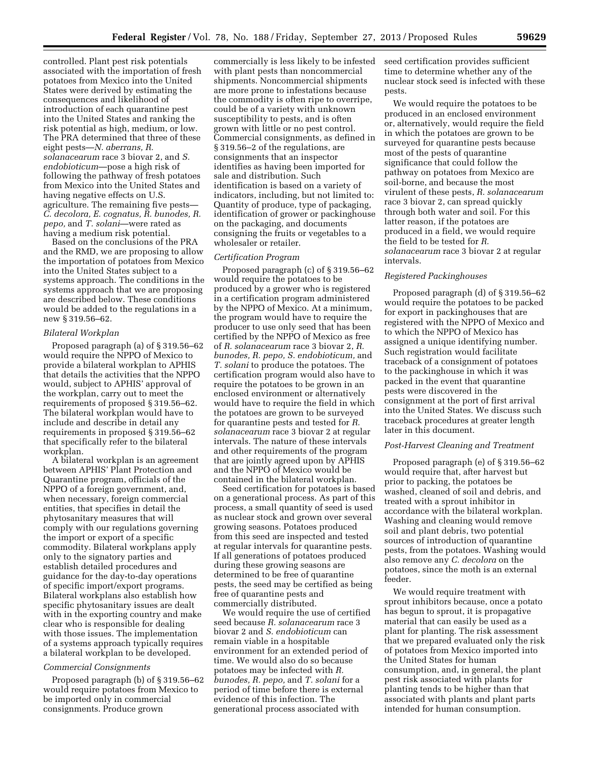controlled. Plant pest risk potentials associated with the importation of fresh potatoes from Mexico into the United States were derived by estimating the consequences and likelihood of introduction of each quarantine pest into the United States and ranking the risk potential as high, medium, or low. The PRA determined that three of these eight pests—*N. aberrans, R. solanacearum* race 3 biovar 2, and *S. endobioticum*—pose a high risk of following the pathway of fresh potatoes from Mexico into the United States and having negative effects on U.S. agriculture. The remaining five pests—*C. decolora, E. cognatus, R. bunodes, R. pepo,* and *T. solani*—were rated as having a medium risk potential.

Based on the conclusions of the PRA and the RMD, we are proposing to allow the importation of potatoes from Mexico into the United States subject to a systems approach. The conditions in the systems approach that we are proposing are described below. These conditions would be added to the regulations in a new § 319.56–62.

*Bilateral Workplan*

Proposed paragraph (a) of § 319.56–62 would require the NPPO of Mexico to provide a bilateral workplan to APHIS that details the activities that the NPPO would, subject to APHIS' approval of the workplan, carry out to meet the requirements of proposed § 319.56–62. The bilateral workplan would have to include and describe in detail any requirements in proposed § 319.56–62 that specifically refer to the bilateral workplan.

A bilateral workplan is an agreement between APHIS' Plant Protection and Quarantine program, officials of the NPPO of a foreign government, and, when necessary, foreign commercial entities, that specifies in detail the phytosanitary measures that will comply with our regulations governing the import or export of a specific commodity. Bilateral workplans apply only to the signatory parties and establish detailed procedures and guidance for the day-to-day operations of specific import/export programs. Bilateral workplans also establish how specific phytosanitary issues are dealt with in the exporting country and make clear who is responsible for dealing with those issues. The implementation of a systems approach typically requires a bilateral workplan to be developed.

*Commercial Consignments*

Proposed paragraph (b) of § 319.56–62 would require potatoes from Mexico to be imported only in commercial consignments. Produce grown commercially is less likely to be infested with plant pests than noncommercial shipments. Noncommercial shipments are more prone to infestations because the commodity is often ripe to overripe, could be of a variety with unknown susceptibility to pests, and is often grown with little or no pest control. Commercial consignments, as defined in § 319.56–2 of the regulations, are consignments that an inspector identifies as having been imported for sale and distribution. Such identification is based on a variety of indicators, including, but not limited to: Quantity of produce, type of packaging, identification of grower or packinghouse on the packaging, and documents consigning the fruits or vegetables to a wholesaler or retailer.

*Certification Program*

Proposed paragraph (c) of § 319.56–62 would require the potatoes to be produced by a grower who is registered in a certification program administered by the NPPO of Mexico. At a minimum, the program would have to require the producer to use only seed that has been certified by the NPPO of Mexico as free of *R. solanacearum* race 3 biovar 2, *R. bunodes, R. pepo, S. endobioticum,* and *T. solani* to produce the potatoes. The certification program would also have to require the potatoes to be grown in an enclosed environment or alternatively would have to require the field in which the potatoes are grown to be surveyed for quarantine pests and tested for *R. solanacearum* race 3 biovar 2 at regular intervals. The nature of these intervals and other requirements of the program that are jointly agreed upon by APHIS and the NPPO of Mexico would be contained in the bilateral workplan.

Seed certification for potatoes is based on a generational process. As part of this process, a small quantity of seed is used as nuclear stock and grown over several growing seasons. Potatoes produced from this seed are inspected and tested at regular intervals for quarantine pests. If all generations of potatoes produced during these growing seasons are determined to be free of quarantine pests, the seed may be certified as being free of quarantine pests and commercially distributed.

We would require the use of certified seed because *R. solanacearum* race 3 biovar 2 and *S. endobioticum* can remain viable in a hospitable environment for an extended period of time. We would also do so because potatoes may be infected with *R. bunodes, R. pepo,* and *T. solani* for a period of time before there is external evidence of this infection. The generational process associated with seed certification provides sufficient time to determine whether any of the nuclear stock seed is infected with these pests.

We would require the potatoes to be produced in an enclosed environment or, alternatively, would require the field in which the potatoes are grown to be surveyed for quarantine pests because most of the pests of quarantine significance that could follow the pathway on potatoes from Mexico are soil-borne, and because the most virulent of these pests, *R. solanacearum* race 3 biovar 2, can spread quickly through both water and soil. For this latter reason, if the potatoes are produced in a field, we would require the field to be tested for *R. solanacearum* race 3 biovar 2 at regular intervals.

*Registered Packinghouses*

Proposed paragraph (d) of § 319.56–62 would require the potatoes to be packed for export in packinghouses that are registered with the NPPO of Mexico and to which the NPPO of Mexico has assigned a unique identifying number. Such registration would facilitate traceback of a consignment of potatoes to the packinghouse in which it was packed in the event that quarantine pests were discovered in the consignment at the port of first arrival into the United States. We discuss such traceback procedures at greater length later in this document.

*Post-Harvest Cleaning and Treatment*

Proposed paragraph (e) of § 319.56–62 would require that, after harvest but prior to packing, the potatoes be washed, cleaned of soil and debris, and treated with a sprout inhibitor in accordance with the bilateral workplan. Washing and cleaning would remove soil and plant debris, two potential sources of introduction of quarantine pests, from the potatoes. Washing would also remove any *C. decolora* on the potatoes, since the moth is an external feeder.

We would require treatment with sprout inhibitors because, once a potato has begun to sprout, it is propagative material that can easily be used as a plant for planting. The risk assessment that we prepared evaluated only the risk of potatoes from Mexico imported into the United States for human consumption, and, in general, the plant pest risk associated with plants for planting tends to be higher than that associated with plants and plant parts intended for human consumption.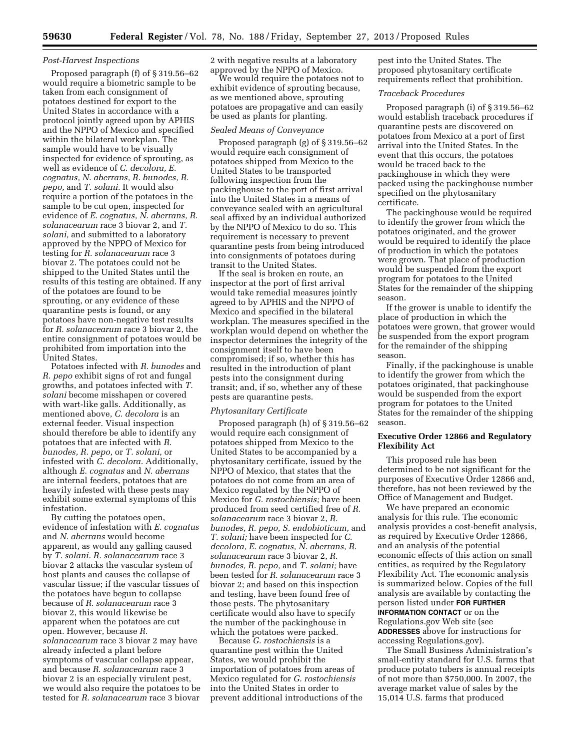*Post-Harvest Inspections*

Proposed paragraph (f) of § 319.56–62 would require a biometric sample to be taken from each consignment of potatoes destined for export to the United States in accordance with a protocol jointly agreed upon by APHIS and the NPPO of Mexico and specified within the bilateral workplan. The sample would have to be visually inspected for evidence of sprouting, as well as evidence of *C. decolora, E. cognatus, N. aberrans, R. bunodes, R. pepo,* and *T. solani.* It would also require a portion of the potatoes in the sample to be cut open, inspected for evidence of *E. cognatus, N. aberrans, R. solanacearum* race 3 biovar 2, and *T. solani,* and submitted to a laboratory approved by the NPPO of Mexico for testing for *R. solanacearum* race 3 biovar 2. The potatoes could not be shipped to the United States until the results of this testing are obtained. If any of the potatoes are found to be sprouting, or any evidence of these quarantine pests is found, or any potatoes have non-negative test results for *R. solanacearum* race 3 biovar 2, the entire consignment of potatoes would be prohibited from importation into the United States.

Potatoes infected with *R. bunodes* and *R. pepo* exhibit signs of rot and fungal growths, and potatoes infected with *T. solani* become misshapen or covered with wart-like galls. Additionally, as mentioned above, *C. decolora* is an external feeder. Visual inspection should therefore be able to identify any potatoes that are infected with *R. bunodes, R. pepo,* or *T. solani,* or infested with *C. decolora.* Additionally, although *E. cognatus* and *N. aberrans* are internal feeders, potatoes that are heavily infested with these pests may exhibit some external symptoms of this infestation.

By cutting the potatoes open, evidence of infestation with *E. cognatus* and *N. aberrans* would become apparent, as would any galling caused by *T. solani. R. solanacearum* race 3 biovar 2 attacks the vascular system of host plants and causes the collapse of vascular tissue; if the vascular tissues of the potatoes have begun to collapse because of *R. solanacearum* race 3 biovar 2, this would likewise be apparent when the potatoes are cut open. However, because *R. solanacearum* race 3 biovar 2 may have already infected a plant before symptoms of vascular collapse appear, and because *R. solanacearum* race 3 biovar 2 is an especially virulent pest, we would also require the potatoes to be tested for *R. solanacearum* race 3 biovar 2 with negative results at a laboratory approved by the NPPO of Mexico.

We would require the potatoes not to exhibit evidence of sprouting because, as we mentioned above, sprouting potatoes are propagative and can easily be used as plants for planting.

*Sealed Means of Conveyance*

Proposed paragraph (g) of § 319.56–62 would require each consignment of potatoes shipped from Mexico to the United States to be transported following inspection from the packinghouse to the port of first arrival into the United States in a means of conveyance sealed with an agricultural seal affixed by an individual authorized by the NPPO of Mexico to do so. This requirement is necessary to prevent quarantine pests from being introduced into consignments of potatoes during transit to the United States.

If the seal is broken en route, an inspector at the port of first arrival would take remedial measures jointly agreed to by APHIS and the NPPO of Mexico and specified in the bilateral workplan. The measures specified in the workplan would depend on whether the inspector determines the integrity of the consignment itself to have been compromised; if so, whether this has resulted in the introduction of plant pests into the consignment during transit; and, if so, whether any of these pests are quarantine pests.

*Phytosanitary Certificate*

Proposed paragraph (h) of § 319.56–62 would require each consignment of potatoes shipped from Mexico to the United States to be accompanied by a phytosanitary certificate, issued by the NPPO of Mexico, that states that the potatoes do not come from an area of Mexico regulated by the NPPO of Mexico for *G. rostochiensis;* have been produced from seed certified free of *R. solanacearum* race 3 biovar 2, *R. bunodes, R. pepo, S. endobioticum,* and *T. solani;* have been inspected for *C. decolora, E. cognatus, N. aberrans, R. solanacearum* race 3 biovar 2, *R. bunodes, R. pepo,* and *T. solani;* have been tested for *R. solanacearum* race 3 biovar 2; and based on this inspection and testing, have been found free of those pests. The phytosanitary certificate would also have to specify the number of the packinghouse in which the potatoes were packed.

Because *G. rostochiensis* is a quarantine pest within the United States, we would prohibit the importation of potatoes from areas of Mexico regulated for *G. rostochiensis* into the United States in order to prevent additional introductions of the pest into the United States. The proposed phytosanitary certificate requirements reflect that prohibition.

*Traceback Procedures*

Proposed paragraph (i) of § 319.56–62 would establish traceback procedures if quarantine pests are discovered on potatoes from Mexico at a port of first arrival into the United States. In the event that this occurs, the potatoes would be traced back to the packinghouse in which they were packed using the packinghouse number specified on the phytosanitary certificate.

The packinghouse would be required to identify the grower from which the potatoes originated, and the grower would be required to identify the place of production in which the potatoes were grown. That place of production would be suspended from the export program for potatoes to the United States for the remainder of the shipping season.

If the grower is unable to identify the place of production in which the potatoes were grown, that grower would be suspended from the export program for the remainder of the shipping season.

Finally, if the packinghouse is unable to identify the grower from which the potatoes originated, that packinghouse would be suspended from the export program for potatoes to the United States for the remainder of the shipping season.

## Executive Order 12866 and Regulatory Flexibility Act

This proposed rule has been determined to be not significant for the purposes of Executive Order 12866 and, therefore, has not been reviewed by the Office of Management and Budget.

We have prepared an economic analysis for this rule. The economic analysis provides a cost-benefit analysis, as required by Executive Order 12866, and an analysis of the potential economic effects of this action on small entities, as required by the Regulatory Flexibility Act. The economic analysis is summarized below. Copies of the full analysis are available by contacting the person listed under **FOR FURTHER INFORMATION CONTACT** or on the Regulations.gov Web site (see **ADDRESSES** above for instructions for accessing Regulations.gov).

The Small Business Administration's small-entity standard for U.S. farms that produce potato tubers is annual receipts of not more than $750,000. In 2007, the average market value of sales by the 15,014 U.S. farms that produced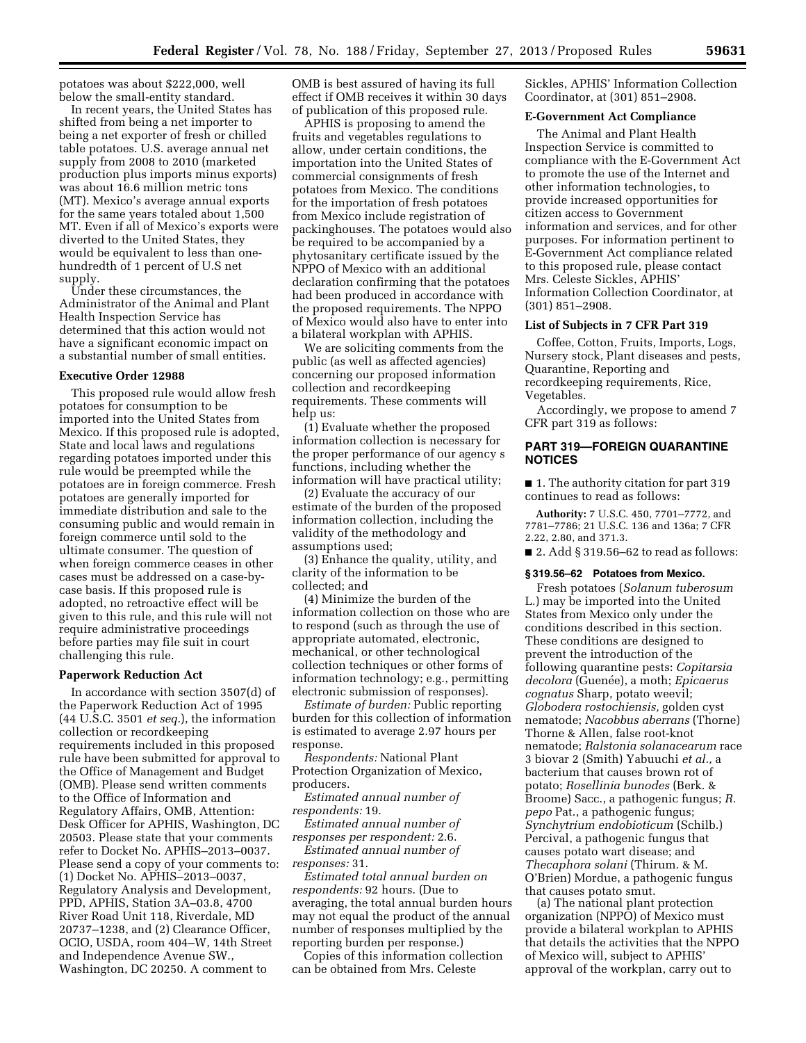potatoes was about $222,000, well below the small-entity standard.

In recent years, the United States has shifted from being a net importer to being a net exporter of fresh or chilled table potatoes. U.S. average annual net supply from 2008 to 2010 (marketed production plus imports minus exports) was about 16.6 million metric tons (MT). Mexico's average annual exports for the same years totaled about 1,500 MT. Even if all of Mexico's exports were diverted to the United States, they would be equivalent to less than one-hundredth of 1 percent of U.S net supply.

Under these circumstances, the Administrator of the Animal and Plant Health Inspection Service has determined that this action would not have a significant economic impact on a substantial number of small entities.

### Executive Order 12988

This proposed rule would allow fresh potatoes for consumption to be imported into the United States from Mexico. If this proposed rule is adopted, State and local laws and regulations regarding potatoes imported under this rule would be preempted while the potatoes are in foreign commerce. Fresh potatoes are generally imported for immediate distribution and sale to the consuming public and would remain in foreign commerce until sold to the ultimate consumer. The question of when foreign commerce ceases in other cases must be addressed on a case-by-case basis. If this proposed rule is adopted, no retroactive effect will be given to this rule, and this rule will not require administrative proceedings before parties may file suit in court challenging this rule.

### Paperwork Reduction Act

In accordance with section 3507(d) of the Paperwork Reduction Act of 1995 (44 U.S.C. 3501 *et seq.*), the information collection or recordkeeping requirements included in this proposed rule have been submitted for approval to the Office of Management and Budget (OMB). Please send written comments to the Office of Information and Regulatory Affairs, OMB, Attention: Desk Officer for APHIS, Washington, DC 20503. Please state that your comments refer to Docket No. APHIS–2013–0037. Please send a copy of your comments to: (1) Docket No. APHIS–2013–0037, Regulatory Analysis and Development, PPD, APHIS, Station 3A–03.8, 4700 River Road Unit 118, Riverdale, MD 20737–1238, and (2) Clearance Officer, OCIO, USDA, room 404–W, 14th Street and Independence Avenue SW., Washington, DC 20250. A comment to OMB is best assured of having its full effect if OMB receives it within 30 days of publication of this proposed rule.

APHIS is proposing to amend the fruits and vegetables regulations to allow, under certain conditions, the importation into the United States of commercial consignments of fresh potatoes from Mexico. The conditions for the importation of fresh potatoes from Mexico include registration of packinghouses. The potatoes would also be required to be accompanied by a phytosanitary certificate issued by the NPPO of Mexico with an additional declaration confirming that the potatoes had been produced in accordance with the proposed requirements. The NPPO of Mexico would also have to enter into a bilateral workplan with APHIS.

We are soliciting comments from the public (as well as affected agencies) concerning our proposed information collection and recordkeeping requirements. These comments will help us:

(1) Evaluate whether the proposed information collection is necessary for the proper performance of our agency s functions, including whether the information will have practical utility;

(2) Evaluate the accuracy of our estimate of the burden of the proposed information collection, including the validity of the methodology and assumptions used;

(3) Enhance the quality, utility, and clarity of the information to be collected; and

(4) Minimize the burden of the information collection on those who are to respond (such as through the use of appropriate automated, electronic, mechanical, or other technological collection techniques or other forms of information technology; e.g., permitting electronic submission of responses).

*Estimate of burden:* Public reporting burden for this collection of information is estimated to average 2.97 hours per response.

*Respondents:* National Plant Protection Organization of Mexico, producers.

*Estimated annual number of respondents:* 19.

*Estimated annual number of responses per respondent:* 2.6.

*Estimated annual number of responses:* 31.

*Estimated total annual burden on respondents:* 92 hours. (Due to averaging, the total annual burden hours may not equal the product of the annual number of responses multiplied by the reporting burden per response.)

Copies of this information collection can be obtained from Mrs. Celeste Sickles, APHIS' Information Collection Coordinator, at (301) 851–2908.

### E-Government Act Compliance

The Animal and Plant Health Inspection Service is committed to compliance with the E-Government Act to promote the use of the Internet and other information technologies, to provide increased opportunities for citizen access to Government information and services, and for other purposes. For information pertinent to E-Government Act compliance related to this proposed rule, please contact Mrs. Celeste Sickles, APHIS' Information Collection Coordinator, at (301) 851–2908.

### List of Subjects in 7 CFR Part 319

Coffee, Cotton, Fruits, Imports, Logs, Nursery stock, Plant diseases and pests, Quarantine, Reporting and recordkeeping requirements, Rice, Vegetables.

Accordingly, we propose to amend 7 CFR part 319 as follows:

## PART 319—FOREIGN QUARANTINE NOTICES

■ 1. The authority citation for part 319 continues to read as follows:

**Authority:** 7 U.S.C. 450, 7701–7772, and 7781–7786; 21 U.S.C. 136 and 136a; 7 CFR 2.22, 2.80, and 371.3.

■ 2. Add § 319.56–62 to read as follows:

**§ 319.56–62 Potatoes from Mexico.**

Fresh potatoes (*Solanum tuberosum* L.) may be imported into the United States from Mexico only under the conditions described in this section. These conditions are designed to prevent the introduction of the following quarantine pests: *Copitarsia decolora* (Guenée), a moth; *Epicaerus cognatus* Sharp, potato weevil; *Globodera rostochiensis,* golden cyst nematode; *Nacobbus aberrans* (Thorne) Thorne & Allen, false root-knot nematode; *Ralstonia solanacearum* race 3 biovar 2 (Smith) Yabuuchi *et al.,* a bacterium that causes brown rot of potato; *Rosellinia bunodes* (Berk. & Broome) Sacc., a pathogenic fungus; *R. pepo* Pat., a pathogenic fungus; *Synchytrium endobioticum* (Schilb.) Percival, a pathogenic fungus that causes potato wart disease; and *Thecaphora solani* (Thirum. & M. O'Brien) Mordue, a pathogenic fungus that causes potato smut.

(a) The national plant protection organization (NPPO) of Mexico must provide a bilateral workplan to APHIS that details the activities that the NPPO of Mexico will, subject to APHIS' approval of the workplan, carry out to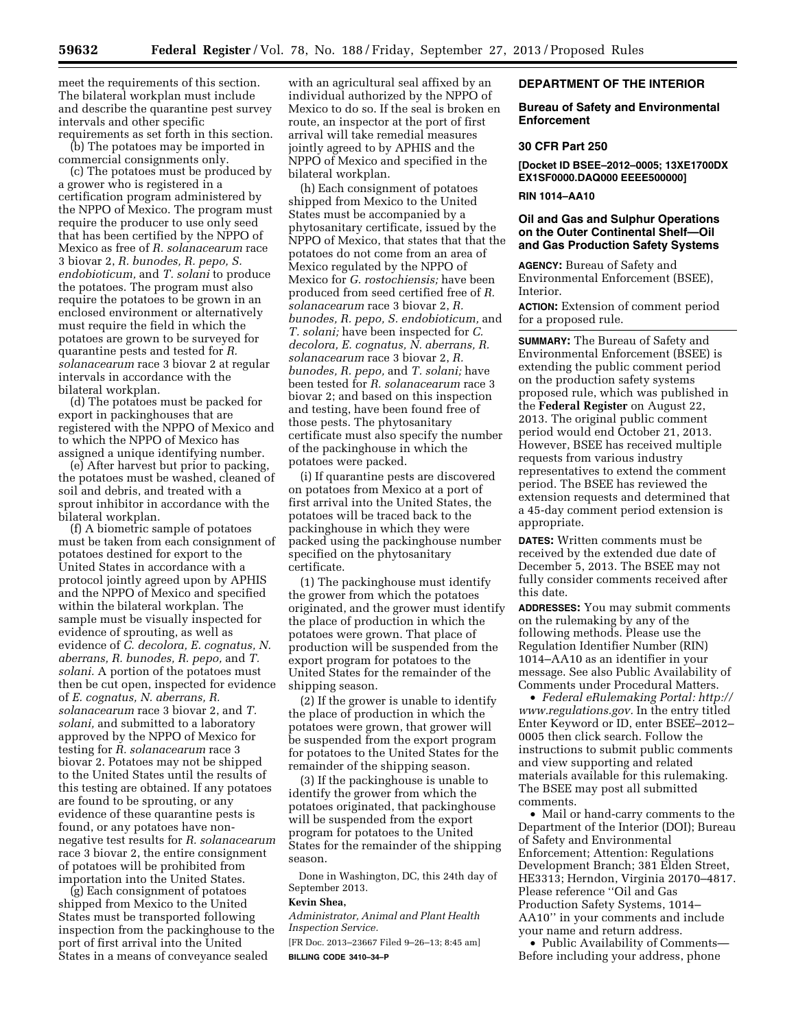meet the requirements of this section. The bilateral workplan must include and describe the quarantine pest survey intervals and other specific requirements as set forth in this section.

(b) The potatoes may be imported in commercial consignments only.

(c) The potatoes must be produced by a grower who is registered in a certification program administered by the NPPO of Mexico. The program must require the producer to use only seed that has been certified by the NPPO of Mexico as free of *R. solanacearum* race 3 biovar 2, *R. bunodes, R. pepo, S. endobioticum,* and *T. solani* to produce the potatoes. The program must also require the potatoes to be grown in an enclosed environment or alternatively must require the field in which the potatoes are grown to be surveyed for quarantine pests and tested for *R. solanacearum* race 3 biovar 2 at regular intervals in accordance with the bilateral workplan.

(d) The potatoes must be packed for export in packinghouses that are registered with the NPPO of Mexico and to which the NPPO of Mexico has assigned a unique identifying number.

(e) After harvest but prior to packing, the potatoes must be washed, cleaned of soil and debris, and treated with a sprout inhibitor in accordance with the bilateral workplan.

(f) A biometric sample of potatoes must be taken from each consignment of potatoes destined for export to the United States in accordance with a protocol jointly agreed upon by APHIS and the NPPO of Mexico and specified within the bilateral workplan. The sample must be visually inspected for evidence of sprouting, as well as evidence of *C. decolora, E. cognatus, N. aberrans, R. bunodes, R. pepo,* and *T. solani.* A portion of the potatoes must then be cut open, inspected for evidence of *E. cognatus, N. aberrans, R. solanacearum* race 3 biovar 2, and *T. solani,* and submitted to a laboratory approved by the NPPO of Mexico for testing for *R. solanacearum* race 3 biovar 2. Potatoes may not be shipped to the United States until the results of this testing are obtained. If any potatoes are found to be sprouting, or any evidence of these quarantine pests is found, or any potatoes have non-negative test results for *R. solanacearum* race 3 biovar 2, the entire consignment of potatoes will be prohibited from importation into the United States.

(g) Each consignment of potatoes shipped from Mexico to the United States must be transported following inspection from the packinghouse to the port of first arrival into the United States in a means of conveyance sealed with an agricultural seal affixed by an individual authorized by the NPPO of Mexico to do so. If the seal is broken en route, an inspector at the port of first arrival will take remedial measures jointly agreed to by APHIS and the NPPO of Mexico and specified in the bilateral workplan.

(h) Each consignment of potatoes shipped from Mexico to the United States must be accompanied by a phytosanitary certificate, issued by the NPPO of Mexico, that states that that the potatoes do not come from an area of Mexico regulated by the NPPO of Mexico for *G. rostochiensis;* have been produced from seed certified free of *R. solanacearum* race 3 biovar 2, *R. bunodes, R. pepo, S. endobioticum,* and *T. solani;* have been inspected for *C. decolora, E. cognatus, N. aberrans, R. solanacearum* race 3 biovar 2, *R. bunodes, R. pepo,* and *T. solani;* have been tested for *R. solanacearum* race 3 biovar 2; and based on this inspection and testing, have been found free of those pests. The phytosanitary certificate must also specify the number of the packinghouse in which the potatoes were packed.

(i) If quarantine pests are discovered on potatoes from Mexico at a port of first arrival into the United States, the potatoes will be traced back to the packinghouse in which they were packed using the packinghouse number specified on the phytosanitary certificate.

(1) The packinghouse must identify the grower from which the potatoes originated, and the grower must identify the place of production in which the potatoes were grown. That place of production will be suspended from the export program for potatoes to the United States for the remainder of the shipping season.

(2) If the grower is unable to identify the place of production in which the potatoes were grown, that grower will be suspended from the export program for potatoes to the United States for the remainder of the shipping season.

(3) If the packinghouse is unable to identify the grower from which the potatoes originated, that packinghouse will be suspended from the export program for potatoes to the United States for the remainder of the shipping season.

Done in Washington, DC, this 24th day of September 2013.

**Kevin Shea,**

*Administrator, Animal and Plant Health Inspection Service.*

[FR Doc. 2013–23667 Filed 9–26–13; 8:45 am]

**BILLING CODE 3410–34–P**

## DEPARTMENT OF THE INTERIOR

### Bureau of Safety and Environmental Enforcement

### 30 CFR Part 250

**[Docket ID BSEE–2012–0005; 13XE1700DX EX1SF0000.DAQ000 EEEE500000]**

**RIN 1014–AA10**

### Oil and Gas and Sulphur Operations on the Outer Continental Shelf—Oil and Gas Production Safety Systems

**AGENCY:** Bureau of Safety and Environmental Enforcement (BSEE), Interior.

**ACTION:** Extension of comment period for a proposed rule.

**SUMMARY:** The Bureau of Safety and Environmental Enforcement (BSEE) is extending the public comment period on the production safety systems proposed rule, which was published in the **Federal Register** on August 22, 2013. The original public comment period would end October 21, 2013. However, BSEE has received multiple requests from various industry representatives to extend the comment period. The BSEE has reviewed the extension requests and determined that a 45-day comment period extension is appropriate.

**DATES:** Written comments must be received by the extended due date of December 5, 2013. The BSEE may not fully consider comments received after this date.

**ADDRESSES:** You may submit comments on the rulemaking by any of the following methods. Please use the Regulation Identifier Number (RIN) 1014–AA10 as an identifier in your message. See also Public Availability of Comments under Procedural Matters.

- *Federal eRulemaking Portal: http://www.regulations.gov.* In the entry titled Enter Keyword or ID, enter BSEE–2012–0005 then click search. Follow the instructions to submit public comments and view supporting and related materials available for this rulemaking. The BSEE may post all submitted comments.
- Mail or hand-carry comments to the Department of the Interior (DOI); Bureau of Safety and Environmental Enforcement; Attention: Regulations Development Branch; 381 Elden Street, HE3313; Herndon, Virginia 20170–4817. Please reference ''Oil and Gas Production Safety Systems, 1014–AA10'' in your comments and include your name and return address.
- Public Availability of Comments—Before including your address, phone